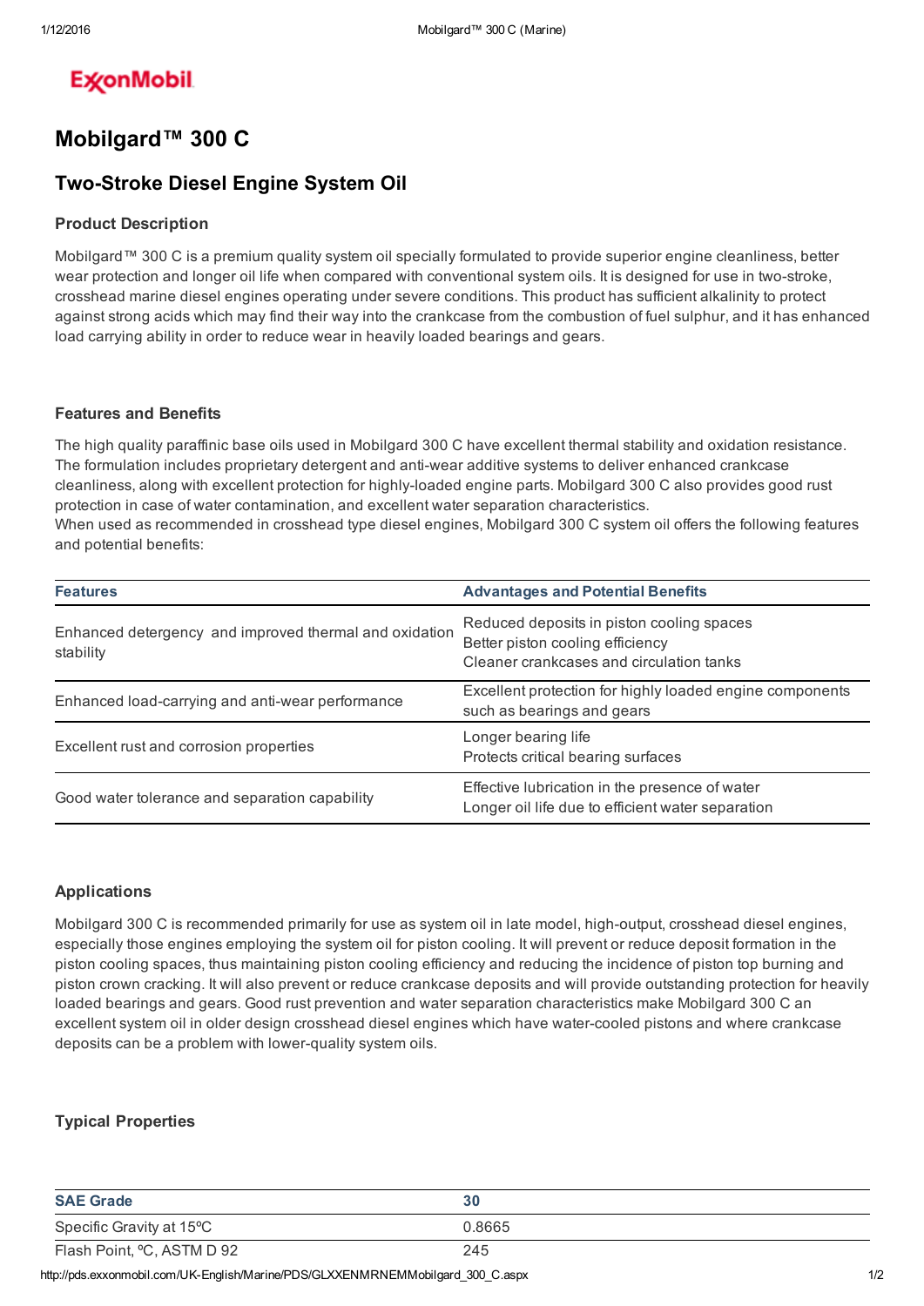ExxonMobil

# Mobilgard™ 300 C

## Two-Stroke Diesel Engine System Oil

### Product Description

Mobilgard™ 300 C is a premium quality system oil specially formulated to provide superior engine cleanliness, better wear protection and longer oil life when compared with conventional system oils. It is designed for use in two-stroke, crosshead marine diesel engines operating under severe conditions. This product has sufficient alkalinity to protect against strong acids which may find their way into the crankcase from the combustion of fuel sulphur, and it has enhanced load carrying ability in order to reduce wear in heavily loaded bearings and gears.

### Features and Benefits

The high quality paraffinic base oils used in Mobilgard 300 C have excellent thermal stability and oxidation resistance. The formulation includes proprietary detergent and anti-wear additive systems to deliver enhanced crankcase cleanliness, along with excellent protection for highly-loaded engine parts. Mobilgard 300 C also provides good rust protection in case of water contamination, and excellent water separation characteristics.
When used as recommended in crosshead type diesel engines, Mobilgard 300 C system oil offers the following features and potential benefits:

| Features | Advantages and Potential Benefits |
|---|---|
| Enhanced detergency and improved thermal and oxidation stability | Reduced deposits in piston cooling spaces<br>Better piston cooling efficiency<br>Cleaner crankcases and circulation tanks |
| Enhanced load-carrying and anti-wear performance | Excellent protection for highly loaded engine components such as bearings and gears |
| Excellent rust and corrosion properties | Longer bearing life<br>Protects critical bearing surfaces |
| Good water tolerance and separation capability | Effective lubrication in the presence of water<br>Longer oil life due to efficient water separation |

### Applications

Mobilgard 300 C is recommended primarily for use as system oil in late model, high-output, crosshead diesel engines, especially those engines employing the system oil for piston cooling. It will prevent or reduce deposit formation in the piston cooling spaces, thus maintaining piston cooling efficiency and reducing the incidence of piston top burning and piston crown cracking. It will also prevent or reduce crankcase deposits and will provide outstanding protection for heavily loaded bearings and gears. Good rust prevention and water separation characteristics make Mobilgard 300 C an excellent system oil in older design crosshead diesel engines which have water-cooled pistons and where crankcase deposits can be a problem with lower-quality system oils.

### Typical Properties

| SAE Grade | 30 |
|---|---|
| Specific Gravity at 15ºC | 0.8665 |
| Flash Point, ºC, ASTM D 92 | 245 |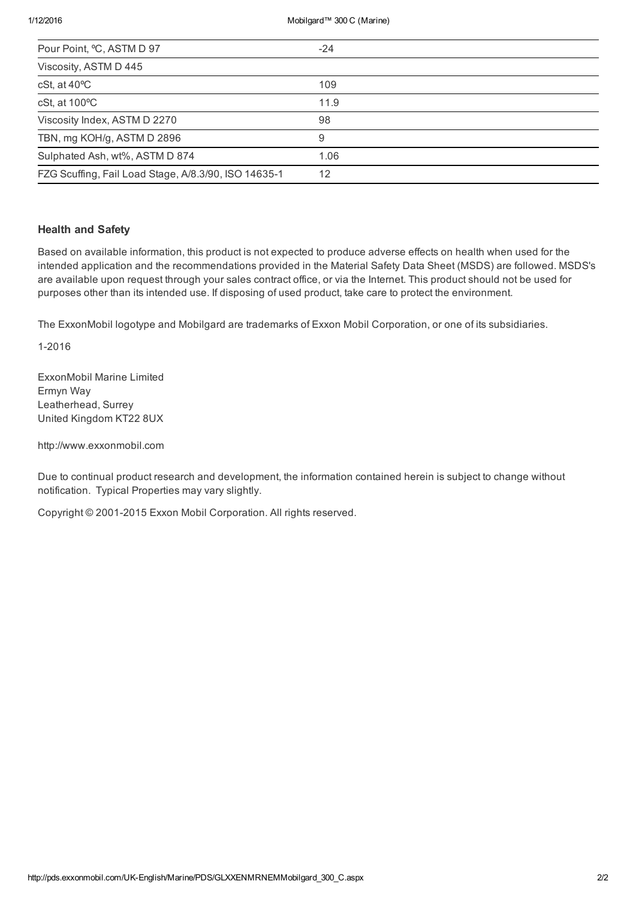| | |
|---|---|
| Pour Point, ºC, ASTM D 97 | -24 |
| Viscosity, ASTM D 445 | |
| cSt, at 40ºC | 109 |
| cSt, at 100ºC | 11.9 |
| Viscosity Index, ASTM D 2270 | 98 |
| TBN, mg KOH/g, ASTM D 2896 | 9 |
| Sulphated Ash, wt%, ASTM D 874 | 1.06 |
| FZG Scuffing, Fail Load Stage, A/8.3/90, ISO 14635-1 | 12 |

### Health and Safety

Based on available information, this product is not expected to produce adverse effects on health when used for the intended application and the recommendations provided in the Material Safety Data Sheet (MSDS) are followed. MSDS's are available upon request through your sales contract office, or via the Internet. This product should not be used for purposes other than its intended use. If disposing of used product, take care to protect the environment.

The ExxonMobil logotype and Mobilgard are trademarks of Exxon Mobil Corporation, or one of its subsidiaries.

1-2016

ExxonMobil Marine Limited
Ermyn Way
Leatherhead, Surrey
United Kingdom KT22 8UX

http://www.exxonmobil.com

Due to continual product research and development, the information contained herein is subject to change without notification. Typical Properties may vary slightly.

Copyright © 2001-2015 Exxon Mobil Corporation. All rights reserved.